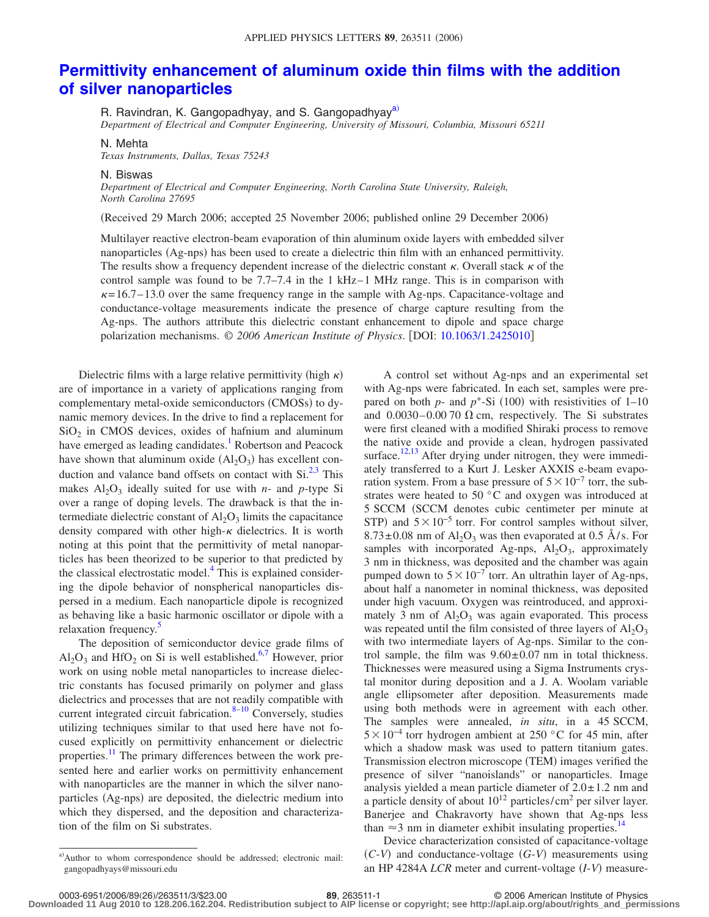# Permittivity enhancement of aluminum oxide thin films with the addition of silver nanoparticles

R. Ravindran, K. Gangopadhyay, and S. Gangopadhyay[a]
*Department of Electrical and Computer Engineering, University of Missouri, Columbia, Missouri 65211*

N. Mehta
*Texas Instruments, Dallas, Texas 75243*

N. Biswas
*Department of Electrical and Computer Engineering, North Carolina State University, Raleigh, North Carolina 27695*

(Received 29 March 2006; accepted 25 November 2006; published online 29 December 2006)

Multilayer reactive electron-beam evaporation of thin aluminum oxide layers with embedded silver nanoparticles (Ag-nps) has been used to create a dielectric thin film with an enhanced permittivity. The results show a frequency dependent increase of the dielectric constant $\kappa$. Overall stack $\kappa$ of the control sample was found to be 7.7–7.4 in the 1 kHz–1 MHz range. This is in comparison with $\kappa$=16.7–13.0 over the same frequency range in the sample with Ag-nps. Capacitance-voltage and conductance-voltage measurements indicate the presence of charge capture resulting from the Ag-nps. The authors attribute this dielectric constant enhancement to dipole and space charge polarization mechanisms. © *2006 American Institute of Physics*. [DOI: 10.1063/1.2425010]

Dielectric films with a large relative permittivity (high $\kappa$) are of importance in a variety of applications ranging from complementary metal-oxide semiconductors (CMOSs) to dynamic memory devices. In the drive to find a replacement for $SiO_2$ in CMOS devices, oxides of hafnium and aluminum have emerged as leading candidates.[1] Robertson and Peacock have shown that aluminum oxide ($Al_2O_3$) has excellent conduction and valance band offsets on contact with Si.[2,3] This makes $Al_2O_3$ ideally suited for use with *n*- and *p*-type Si over a range of doping levels. The drawback is that the intermediate dielectric constant of $Al_2O_3$ limits the capacitance density compared with other high-$\kappa$ dielectrics. It is worth noting at this point that the permittivity of metal nanoparticles has been theorized to be superior to that predicted by the classical electrostatic model.[4] This is explained considering the dipole behavior of nonspherical nanoparticles dispersed in a medium. Each nanoparticle dipole is recognized as behaving like a basic harmonic oscillator or dipole with a relaxation frequency.[5]

The deposition of semiconductor device grade films of $Al_2O_3$ and $HfO_2$ on Si is well established.[6,7] However, prior work on using noble metal nanoparticles to increase dielectric constants has focused primarily on polymer and glass dielectrics and processes that are not readily compatible with current integrated circuit fabrication.[8–10] Conversely, studies utilizing techniques similar to that used here have not focused explicitly on permittivity enhancement or dielectric properties.[11] The primary differences between the work presented here and earlier works on permittivity enhancement with nanoparticles are the manner in which the silver nanoparticles (Ag-nps) are deposited, the dielectric medium into which they dispersed, and the deposition and characterization of the film on Si substrates.

A control set without Ag-nps and an experimental set with Ag-nps were fabricated. In each set, samples were prepared on both *p*- and $p^+$-Si (100) with resistivities of 1–10 and 0.0030–0.00 70 Ω cm, respectively. The Si substrates were first cleaned with a modified Shiraki process to remove the native oxide and provide a clean, hydrogen passivated surface.[12,13] After drying under nitrogen, they were immediately transferred to a Kurt J. Lesker AXXIS e-beam evaporation system. From a base pressure of $5\times10^{-7}$ torr, the substrates were heated to 50 °C and oxygen was introduced at 5 SCCM (SCCM denotes cubic centimeter per minute at STP) and $5\times10^{-5}$ torr. For control samples without silver, $8.73\pm0.08$ nm of $Al_2O_3$ was then evaporated at 0.5 Å/s. For samples with incorporated Ag-nps, $Al_2O_3$, approximately 3 nm in thickness, was deposited and the chamber was again pumped down to $5\times10^{-7}$ torr. An ultrathin layer of Ag-nps, about half a nanometer in nominal thickness, was deposited under high vacuum. Oxygen was reintroduced, and approximately 3 nm of $Al_2O_3$ was again evaporated. This process was repeated until the film consisted of three layers of $Al_2O_3$ with two intermediate layers of Ag-nps. Similar to the control sample, the film was $9.60\pm0.07$ nm in total thickness. Thicknesses were measured using a Sigma Instruments crystal monitor during deposition and a J. A. Woolam variable angle ellipsometer after deposition. Measurements made using both methods were in agreement with each other. The samples were annealed, *in situ*, in a 45 SCCM, $5\times10^{-4}$ torr hydrogen ambient at 250 °C for 45 min, after which a shadow mask was used to pattern titanium gates. Transmission electron microscope (TEM) images verified the presence of silver "nanoislands" or nanoparticles. Image analysis yielded a mean particle diameter of $2.0\pm1.2$ nm and a particle density of about $10^{12}$ particles/cm$^2$ per silver layer. Banerjee and Chakravorty have shown that Ag-nps less than ≈3 nm in diameter exhibit insulating properties.[14]

Device characterization consisted of capacitance-voltage (*C*-*V*) and conductance-voltage (*G*-*V*) measurements using an HP 4284A *LCR* meter and current-voltage (*I*-*V*) measure-

[a]Author to whom correspondence should be addressed; electronic mail: gangopadhyays@missouri.edu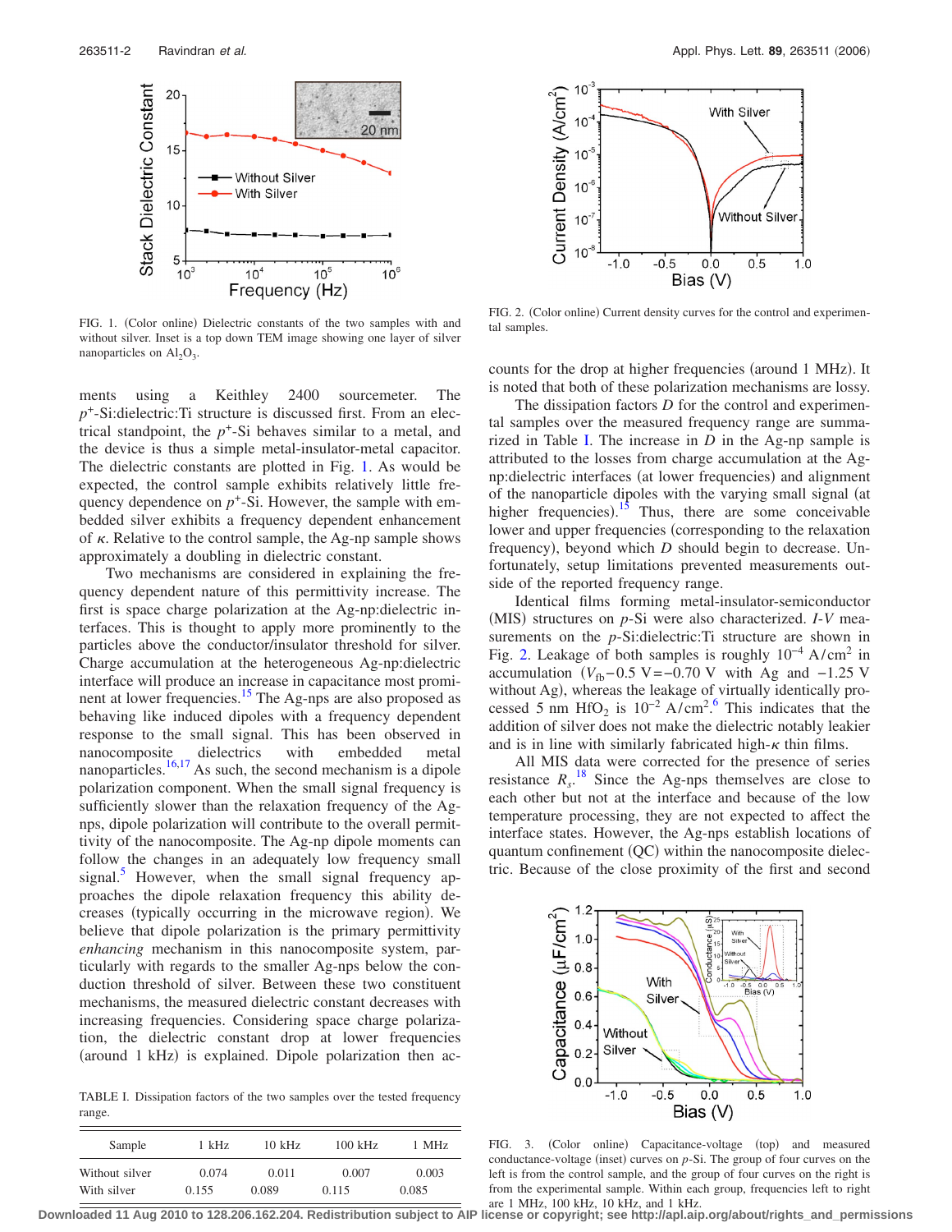FIG. 1. (Color online) Dielectric constants of the two samples with and without silver. Inset is a top down TEM image showing one layer of silver nanoparticles on $Al_2O_3$.

ments using a Keithley 2400 sourcemeter. The $p^+$-Si:dielectric:Ti structure is discussed first. From an electrical standpoint, the $p^+$-Si behaves similar to a metal, and the device is thus a simple metal-insulator-metal capacitor. The dielectric constants are plotted in Fig. 1. As would be expected, the control sample exhibits relatively little frequency dependence on $p^+$-Si. However, the sample with embedded silver exhibits a frequency dependent enhancement of $\kappa$. Relative to the control sample, the Ag-np sample shows approximately a doubling in dielectric constant.

Two mechanisms are considered in explaining the frequency dependent nature of this permittivity increase. The first is space charge polarization at the Ag-np:dielectric interfaces. This is thought to apply more prominently to the particles above the conductor/insulator threshold for silver. Charge accumulation at the heterogeneous Ag-np:dielectric interface will produce an increase in capacitance most prominent at lower frequencies.[15] The Ag-nps are also proposed as behaving like induced dipoles with a frequency dependent response to the small signal. This has been observed in nanocomposite dielectrics with embedded metal nanoparticles.[16,17] As such, the second mechanism is a dipole polarization component. When the small signal frequency is sufficiently slower than the relaxation frequency of the Ag-nps, dipole polarization will contribute to the overall permittivity of the nanocomposite. The Ag-np dipole moments can follow the changes in an adequately low frequency small signal.[5] However, when the small signal frequency approaches the dipole relaxation frequency this ability decreases (typically occurring in the microwave region). We believe that dipole polarization is the primary permittivity *enhancing* mechanism in this nanocomposite system, particularly with regards to the smaller Ag-nps below the conduction threshold of silver. Between these two constituent mechanisms, the measured dielectric constant decreases with increasing frequencies. Considering space charge polarization, the dielectric constant drop at lower frequencies (around 1 kHz) is explained. Dipole polarization then accounts for the drop at higher frequencies (around 1 MHz). It is noted that both of these polarization mechanisms are lossy.

TABLE I. Dissipation factors of the two samples over the tested frequency range.

| Sample | 1 kHz | 10 kHz | 100 kHz | 1 MHz |
| --- | --- | --- | --- | --- |
| Without silver | 0.074 | 0.011 | 0.007 | 0.003 |
| With silver | 0.155 | 0.089 | 0.115 | 0.085 |

FIG. 2. (Color online) Current density curves for the control and experimental samples.

The dissipation factors $D$ for the control and experimental samples over the measured frequency range are summarized in Table I. The increase in $D$ in the Ag-np sample is attributed to the losses from charge accumulation at the Ag-np:dielectric interfaces (at lower frequencies) and alignment of the nanoparticle dipoles with the varying small signal (at higher frequencies).[15] Thus, there are some conceivable lower and upper frequencies (corresponding to the relaxation frequency), beyond which $D$ should begin to decrease. Unfortunately, setup limitations prevented measurements outside of the reported frequency range.

Identical films forming metal-insulator-semiconductor (MIS) structures on $p$-Si were also characterized. $I$-$V$ measurements on the $p$-Si:dielectric:Ti structure are shown in Fig. 2. Leakage of both samples is roughly $10^{-4}$ A/cm$^2$ in accumulation ($V_{fb}-0.5$ V$=-0.70$ V with Ag and $-1.25$ V without Ag), whereas the leakage of virtually identically processed 5 nm $HfO_2$ is $10^{-2}$ A/cm$^2$.[6] This indicates that the addition of silver does not make the dielectric notably leakier and is in line with similarly fabricated high-$\kappa$ thin films.

All MIS data were corrected for the presence of series resistance $R_s$.[18] Since the Ag-nps themselves are close to each other but not at the interface and because of the low temperature processing, they are not expected to affect the interface states. However, the Ag-nps establish locations of quantum confinement (QC) within the nanocomposite dielectric. Because of the close proximity of the first and second

FIG. 3. (Color online) Capacitance-voltage (top) and measured conductance-voltage (inset) curves on $p$-Si. The group of four curves on the left is from the control sample, and the group of four curves on the right is from the experimental sample. Within each group, frequencies left to right are 1 MHz, 100 kHz, 10 kHz, and 1 kHz.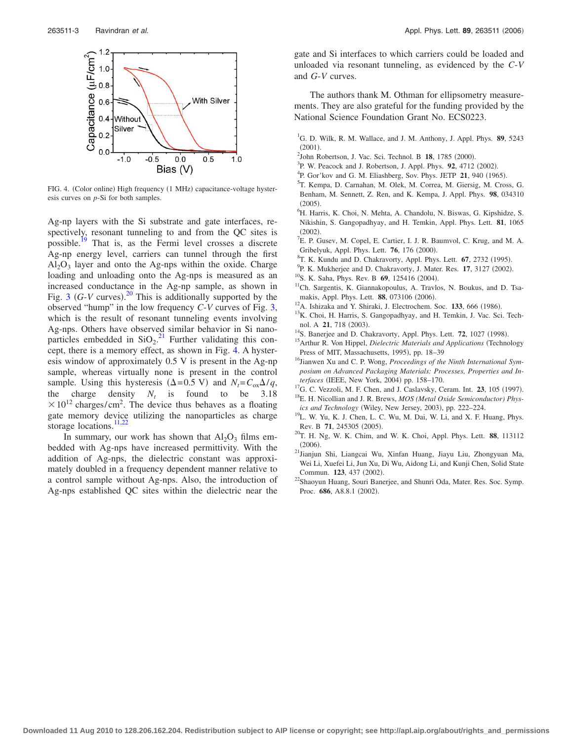Capacitance (μF/cm²)
1.2
1.0
0.8
0.6
0.4
0.2
0.0
-1.0
-0.5
0.0
0.5
1.0
Bias (V)
With Silver
Without Silver

FIG. 4. (Color online) High frequency (1 MHz) capacitance-voltage hysteresis curves on *p*-Si for both samples.

Ag-np layers with the Si substrate and gate interfaces, respectively, resonant tunneling to and from the QC sites is possible.[19] That is, as the Fermi level crosses a discrete Ag-np energy level, carriers can tunnel through the first $Al_2O_3$ layer and onto the Ag-nps within the oxide. Charge loading and unloading onto the Ag-nps is measured as an increased conductance in the Ag-np sample, as shown in Fig. 3 (*G-V* curves).[20] This is additionally supported by the observed "hump" in the low frequency *C-V* curves of Fig. 3, which is the result of resonant tunneling events involving Ag-nps. Others have observed similar behavior in Si nanoparticles embedded in $SiO_2$.[21] Further validating this concept, there is a memory effect, as shown in Fig. 4. A hysteresis window of approximately 0.5 V is present in the Ag-np sample, whereas virtually none is present in the control sample. Using this hysteresis ($\Delta = 0.5$ V) and $N_t = C_{ox}\Delta/q$, the charge density $N_t$ is found to be $3.18 \times 10^{12}$ charges/cm². The device thus behaves as a floating gate memory device utilizing the nanoparticles as charge storage locations.[11,22]

In summary, our work has shown that $Al_2O_3$ films embedded with Ag-nps have increased permittivity. With the addition of Ag-nps, the dielectric constant was approximately doubled in a frequency dependent manner relative to a control sample without Ag-nps. Also, the introduction of Ag-nps established QC sites within the dielectric near the gate and Si interfaces to which carriers could be loaded and unloaded via resonant tunneling, as evidenced by the *C-V* and *G-V* curves.

The authors thank M. Othman for ellipsometry measurements. They are also grateful for the funding provided by the National Science Foundation Grant No. ECS0223.

[1] G. D. Wilk, R. M. Wallace, and J. M. Anthony, J. Appl. Phys. **89**, 5243 (2001).
[2] John Robertson, J. Vac. Sci. Technol. B **18**, 1785 (2000).
[3] P. W. Peacock and J. Robertson, J. Appl. Phys. **92**, 4712 (2002).
[4] P. Gor'kov and G. M. Eliashberg, Sov. Phys. JETP **21**, 940 (1965).
[5] T. Kempa, D. Carnahan, M. Olek, M. Correa, M. Giersig, M. Cross, G. Benham, M. Sennett, Z. Ren, and K. Kempa, J. Appl. Phys. **98**, 034310 (2005).
[6] H. Harris, K. Choi, N. Mehta, A. Chandolu, N. Biswas, G. Kipshidze, S. Nikishin, S. Gangopadhyay, and H. Temkin, Appl. Phys. Lett. **81**, 1065 (2002).
[7] E. P. Gusev, M. Copel, E. Cartier, I. J. R. Baumvol, C. Krug, and M. A. Gribelyuk, Appl. Phys. Lett. **76**, 176 (2000).
[8] T. K. Kundu and D. Chakravorty, Appl. Phys. Lett. **67**, 2732 (1995).
[9] P. K. Mukherjee and D. Chakravorty, J. Mater. Res. **17**, 3127 (2002).
[10] S. K. Saha, Phys. Rev. B **69**, 125416 (2004).
[11] Ch. Sargentis, K. Giannakopoulus, A. Travlos, N. Boukus, and D. Tsamakis, Appl. Phys. Lett. **88**, 073106 (2006).
[12] A. Ishizaka and Y. Shiraki, J. Electrochem. Soc. **133**, 666 (1986).
[13] K. Choi, H. Harris, S. Gangopadhyay, and H. Temkin, J. Vac. Sci. Technol. A **21**, 718 (2003).
[14] S. Banerjee and D. Chakravorty, Appl. Phys. Lett. **72**, 1027 (1998).
[15] Arthur R. Von Hippel, *Dielectric Materials and Applications* (Technology Press of MIT, Massachusetts, 1995), pp. 18–39
[16] Jianwen Xu and C. P. Wong, *Proceedings of the Ninth International Symposium on Advanced Packaging Materials: Processes, Properties and Interfaces* (IEEE, New York, 2004) pp. 158–170.
[17] G. C. Vezzoli, M. F. Chen, and J. Caslavsky, Ceram. Int. **23**, 105 (1997).
[18] E. H. Nicollian and J. R. Brews, *MOS (Metal Oxide Semiconductor) Physics and Technology* (Wiley, New Jersey, 2003), pp. 222–224.
[19] L. W. Yu, K. J. Chen, L. C. Wu, M. Dai, W. Li, and X. F. Huang, Phys. Rev. B **71**, 245305 (2005).
[20] T. H. Ng, W. K. Chim, and W. K. Choi, Appl. Phys. Lett. **88**, 113112 (2006).
[21] Jianjun Shi, Liangcai Wu, Xinfan Huang, Jiayu Liu, Zhongyuan Ma, Wei Li, Xuefei Li, Jun Xu, Di Wu, Aidong Li, and Kunji Chen, Solid State Commun. **123**, 437 (2002).
[22] Shaoyun Huang, Souri Banerjee, and Shunri Oda, Mater. Res. Soc. Symp. Proc. **686**, A8.8.1 (2002).